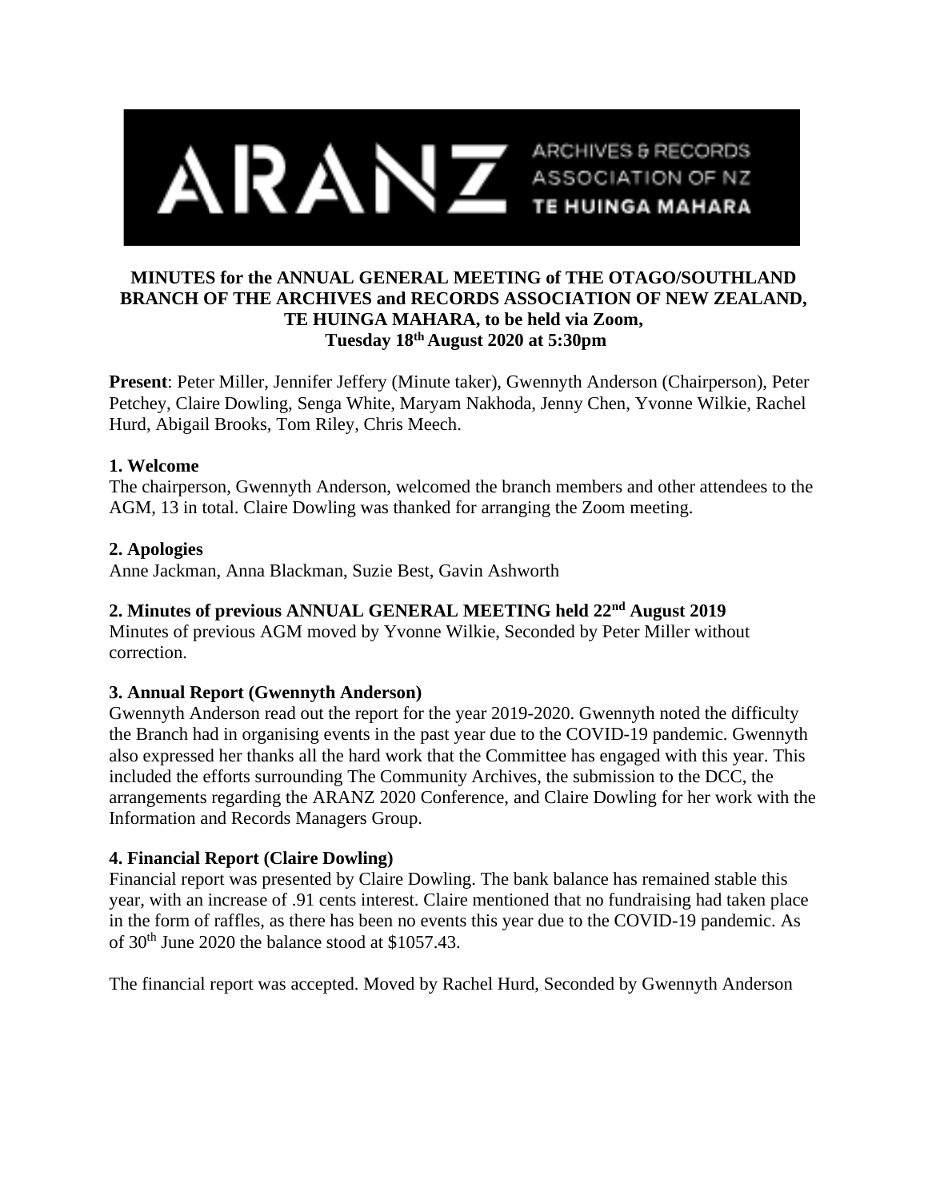**MINUTES for the ANNUAL GENERAL MEETING of THE OTAGO/SOUTHLAND BRANCH OF THE ARCHIVES and RECORDS ASSOCIATION OF NEW ZEALAND, TE HUINGA MAHARA, to be held via Zoom, Tuesday 18th August 2020 at 5:30pm**

**Present**: Peter Miller, Jennifer Jeffery (Minute taker), Gwennyth Anderson (Chairperson), Peter Petchey, Claire Dowling, Senga White, Maryam Nakhoda, Jenny Chen, Yvonne Wilkie, Rachel Hurd, Abigail Brooks, Tom Riley, Chris Meech.

### 1. Welcome

The chairperson, Gwennyth Anderson, welcomed the branch members and other attendees to the AGM, 13 in total. Claire Dowling was thanked for arranging the Zoom meeting.

### 2. Apologies

Anne Jackman, Anna Blackman, Suzie Best, Gavin Ashworth

### 2. Minutes of previous ANNUAL GENERAL MEETING held 22nd August 2019

Minutes of previous AGM moved by Yvonne Wilkie, Seconded by Peter Miller without correction.

### 3. Annual Report (Gwennyth Anderson)

Gwennyth Anderson read out the report for the year 2019-2020. Gwennyth noted the difficulty the Branch had in organising events in the past year due to the COVID-19 pandemic. Gwennyth also expressed her thanks all the hard work that the Committee has engaged with this year. This included the efforts surrounding The Community Archives, the submission to the DCC, the arrangements regarding the ARANZ 2020 Conference, and Claire Dowling for her work with the Information and Records Managers Group.

### 4. Financial Report (Claire Dowling)

Financial report was presented by Claire Dowling. The bank balance has remained stable this year, with an increase of .91 cents interest. Claire mentioned that no fundraising had taken place in the form of raffles, as there has been no events this year due to the COVID-19 pandemic. As of 30th June 2020 the balance stood at $1057.43.

The financial report was accepted. Moved by Rachel Hurd, Seconded by Gwennyth Anderson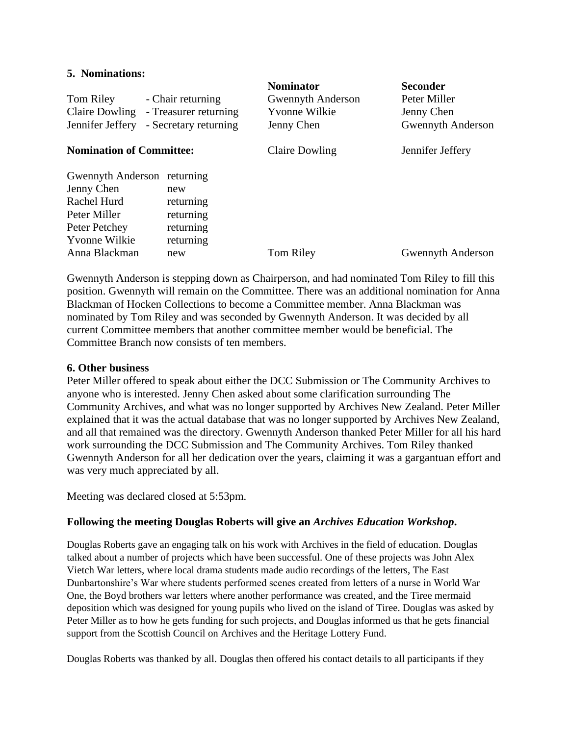**5. Nominations:**

| | | Nominator | Seconder |
|---|---|---|---|
| Tom Riley | - Chair returning | Gwennyth Anderson | Peter Miller |
| Claire Dowling | - Treasurer returning | Yvonne Wilkie | Jenny Chen |
| Jennifer Jeffery | - Secretary returning | Jenny Chen | Gwennyth Anderson |
| **Nomination of Committee:** | | Claire Dowling | Jennifer Jeffery |
| Gwennyth Anderson | returning | | |
| Jenny Chen | new | | |
| Rachel Hurd | returning | | |
| Peter Miller | returning | | |
| Peter Petchey | returning | | |
| Yvonne Wilkie | returning | | |
| Anna Blackman | new | Tom Riley | Gwennyth Anderson |

Gwennyth Anderson is stepping down as Chairperson, and had nominated Tom Riley to fill this position. Gwennyth will remain on the Committee. There was an additional nomination for Anna Blackman of Hocken Collections to become a Committee member. Anna Blackman was nominated by Tom Riley and was seconded by Gwennyth Anderson. It was decided by all current Committee members that another committee member would be beneficial. The Committee Branch now consists of ten members.

**6. Other business**

Peter Miller offered to speak about either the DCC Submission or The Community Archives to anyone who is interested. Jenny Chen asked about some clarification surrounding The Community Archives, and what was no longer supported by Archives New Zealand. Peter Miller explained that it was the actual database that was no longer supported by Archives New Zealand, and all that remained was the directory. Gwennyth Anderson thanked Peter Miller for all his hard work surrounding the DCC Submission and The Community Archives. Tom Riley thanked Gwennyth Anderson for all her dedication over the years, claiming it was a gargantuan effort and was very much appreciated by all.

Meeting was declared closed at 5:53pm.

**Following the meeting Douglas Roberts will give an *Archives Education Workshop*.**

Douglas Roberts gave an engaging talk on his work with Archives in the field of education. Douglas talked about a number of projects which have been successful. One of these projects was John Alex Vietch War letters, where local drama students made audio recordings of the letters, The East Dunbartonshire's War where students performed scenes created from letters of a nurse in World War One, the Boyd brothers war letters where another performance was created, and the Tiree mermaid deposition which was designed for young pupils who lived on the island of Tiree. Douglas was asked by Peter Miller as to how he gets funding for such projects, and Douglas informed us that he gets financial support from the Scottish Council on Archives and the Heritage Lottery Fund.

Douglas Roberts was thanked by all. Douglas then offered his contact details to all participants if they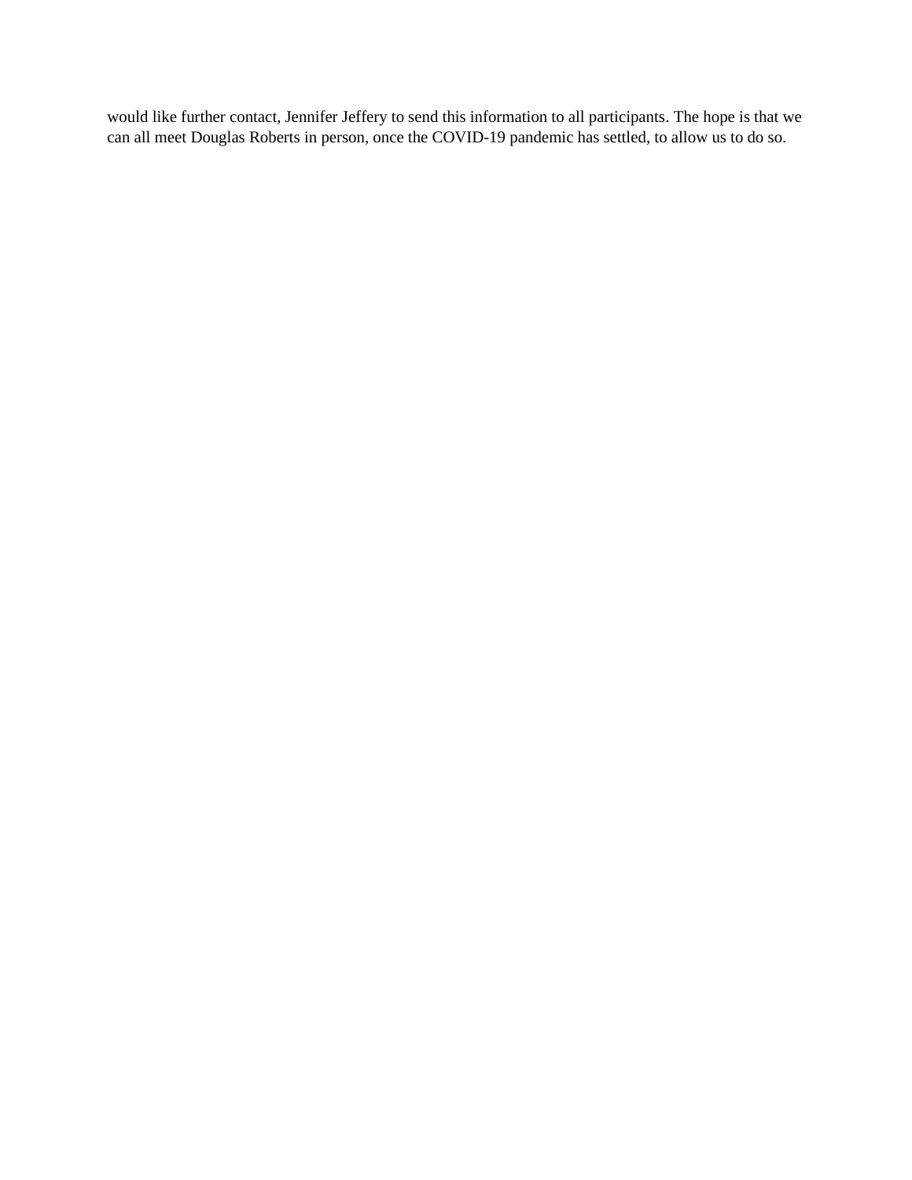would like further contact, Jennifer Jeffery to send this information to all participants. The hope is that we can all meet Douglas Roberts in person, once the COVID-19 pandemic has settled, to allow us to do so.